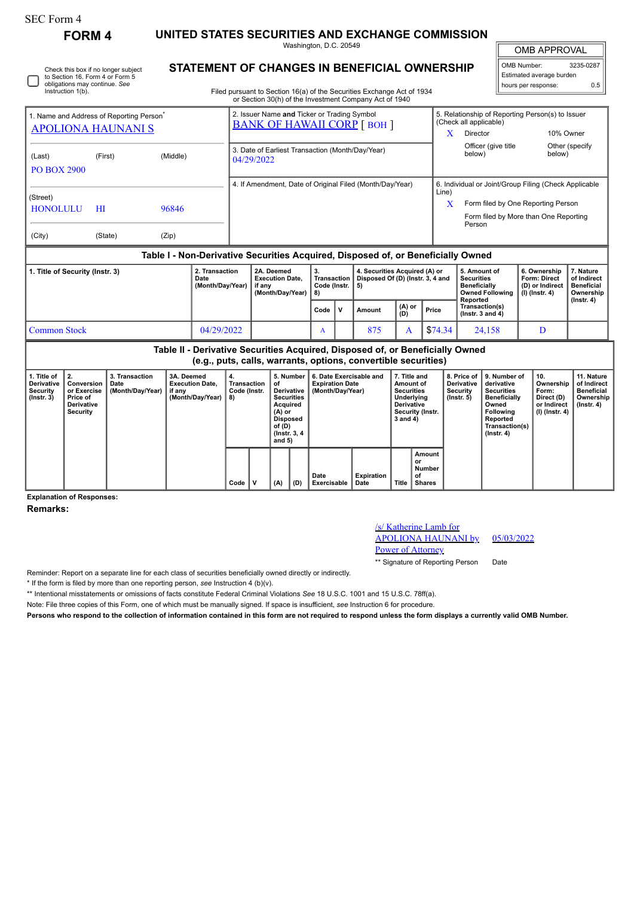SEC Form 4

**FORM 4**

# UNITED STATES SECURITIES AND EXCHANGE COMMISSION

Washington, D.C. 20549

## STATEMENT OF CHANGES IN BENEFICIAL OWNERSHIP

Filed pursuant to Section 16(a) of the Securities Exchange Act of 1934 or Section 30(h) of the Investment Company Act of 1940

| OMB APPROVAL | |
|---|---|
| OMB Number: | 3235-0287 |
| Estimated average burden | |
| hours per response: | 0.5 |

☐ Check this box if no longer subject to Section 16. Form 4 or Form 5 obligations may continue. *See* Instruction 1(b).

| 1. Name and Address of Reporting Person* | 2. Issuer Name **and** Ticker or Trading Symbol | 5. Relationship of Reporting Person(s) to Issuer (Check all applicable) |
|---|---|---|
| APOLIONA HAUNANI S | BANK OF HAWAII CORP [ BOH ] | X Director / 10% Owner / Officer (give title below) / Other (specify below) |
| (Last) (First) (Middle) PO BOX 2900 | 3. Date of Earliest Transaction (Month/Day/Year) 04/29/2022 | |
| (Street) HONOLULU HI 96846 | 4. If Amendment, Date of Original Filed (Month/Day/Year) | 6. Individual or Joint/Group Filing (Check Applicable Line) X Form filed by One Reporting Person / Form filed by More than One Reporting Person |
| (City) (State) (Zip) | | |

### Table I - Non-Derivative Securities Acquired, Disposed of, or Beneficially Owned

| 1. Title of Security (Instr. 3) | 2. Transaction Date (Month/Day/Year) | 2A. Deemed Execution Date, if any (Month/Day/Year) | 3. Transaction Code (Instr. 8) | | 4. Securities Acquired (A) or Disposed Of (D) (Instr. 3, 4 and 5) | | | 5. Amount of Securities Beneficially Owned Following Reported Transaction(s) (Instr. 3 and 4) | 6. Ownership Form: Direct (D) or Indirect (I) (Instr. 4) | 7. Nature of Indirect Beneficial Ownership (Instr. 4) |
|---|---|---|---|---|---|---|---|---|---|---|
| | | | Code | V | Amount | (A) or (D) | Price | | | |
| Common Stock | 04/29/2022 | | A | | 875 | A | $74.34 | 24,158 | D | |

### Table II - Derivative Securities Acquired, Disposed of, or Beneficially Owned (e.g., puts, calls, warrants, options, convertible securities)

| 1. Title of Derivative Security (Instr. 3) | 2. Conversion or Exercise Price of Derivative Security | 3. Transaction Date (Month/Day/Year) | 3A. Deemed Execution Date, if any (Month/Day/Year) | 4. Transaction Code (Instr. 8) | | 5. Number of Derivative Securities Acquired (A) or Disposed of (D) (Instr. 3, 4 and 5) | | 6. Date Exercisable and Expiration Date (Month/Day/Year) | | 7. Title and Amount of Securities Underlying Derivative Security (Instr. 3 and 4) | | 8. Price of Derivative Security (Instr. 5) | 9. Number of derivative Securities Beneficially Owned Following Reported Transaction(s) (Instr. 4) | 10. Ownership Form: Direct (D) or Indirect (I) (Instr. 4) | 11. Nature of Indirect Beneficial Ownership (Instr. 4) |
|---|---|---|---|---|---|---|---|---|---|---|---|---|---|---|---|
| | | | | Code | V | (A) | (D) | Date Exercisable | Expiration Date | Title | Amount or Number of Shares | | | | |

**Explanation of Responses:**

**Remarks:**

/s/ Katherine Lamb for APOLIONA HAUNANI by Power of Attorney — 05/03/2022

** Signature of Reporting Person — Date

Reminder: Report on a separate line for each class of securities beneficially owned directly or indirectly.

* If the form is filed by more than one reporting person, *see* Instruction 4 (b)(v).

** Intentional misstatements or omissions of facts constitute Federal Criminal Violations *See* 18 U.S.C. 1001 and 15 U.S.C. 78ff(a).

Note: File three copies of this Form, one of which must be manually signed. If space is insufficient, *see* Instruction 6 for procedure.

**Persons who respond to the collection of information contained in this form are not required to respond unless the form displays a currently valid OMB Number.**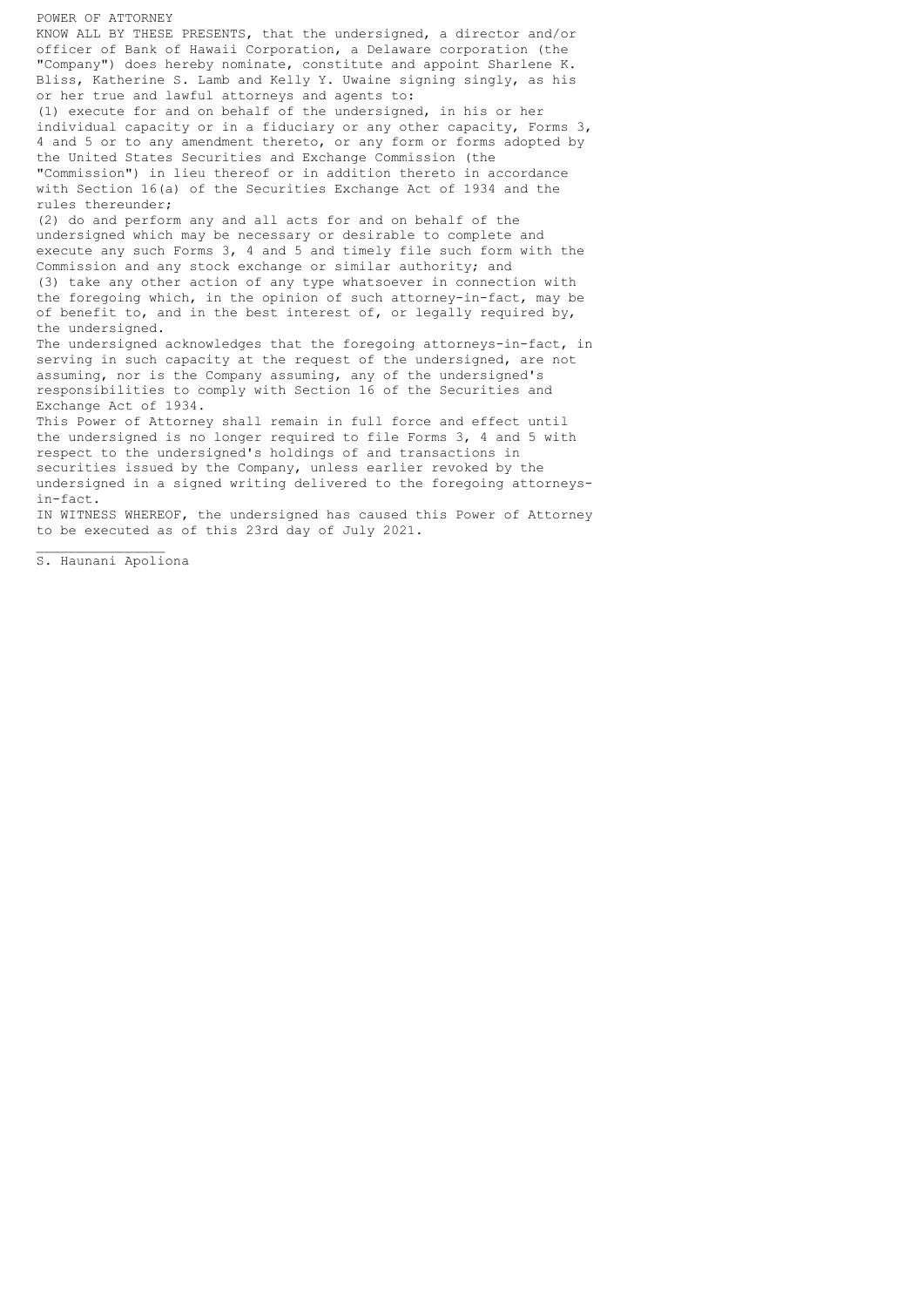# POWER OF ATTORNEY

KNOW ALL BY THESE PRESENTS, that the undersigned, a director and/or officer of Bank of Hawaii Corporation, a Delaware corporation (the "Company") does hereby nominate, constitute and appoint Sharlene K. Bliss, Katherine S. Lamb and Kelly Y. Uwaine signing singly, as his or her true and lawful attorneys and agents to:

(1) execute for and on behalf of the undersigned, in his or her individual capacity or in a fiduciary or any other capacity, Forms 3, 4 and 5 or to any amendment thereto, or any form or forms adopted by the United States Securities and Exchange Commission (the "Commission") in lieu thereof or in addition thereto in accordance with Section 16(a) of the Securities Exchange Act of 1934 and the rules thereunder;

(2) do and perform any and all acts for and on behalf of the undersigned which may be necessary or desirable to complete and execute any such Forms 3, 4 and 5 and timely file such form with the Commission and any stock exchange or similar authority; and

(3) take any other action of any type whatsoever in connection with the foregoing which, in the opinion of such attorney-in-fact, may be of benefit to, and in the best interest of, or legally required by, the undersigned.

The undersigned acknowledges that the foregoing attorneys-in-fact, in serving in such capacity at the request of the undersigned, are not assuming, nor is the Company assuming, any of the undersigned's responsibilities to comply with Section 16 of the Securities and Exchange Act of 1934.

This Power of Attorney shall remain in full force and effect until the undersigned is no longer required to file Forms 3, 4 and 5 with respect to the undersigned's holdings of and transactions in securities issued by the Company, unless earlier revoked by the undersigned in a signed writing delivered to the foregoing attorneys-in-fact.

IN WITNESS WHEREOF, the undersigned has caused this Power of Attorney to be executed as of this 23rd day of July 2021.

\_\_\_\_\_\_\_\_\_\_\_\_\_\_\_\_

S. Haunani Apoliona